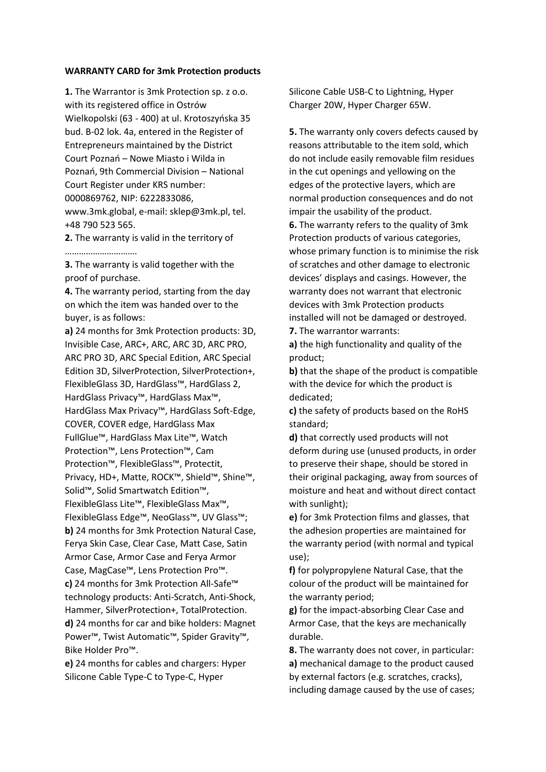**WARRANTY CARD for 3mk Protection products**

**1.** The Warrantor is 3mk Protection sp. z o.o. with its registered office in Ostrów Wielkopolski (63 - 400) at ul. Krotoszyńska 35 bud. B-02 lok. 4a, entered in the Register of Entrepreneurs maintained by the District Court Poznań – Nowe Miasto i Wilda in Poznań, 9th Commercial Division – National Court Register under KRS number: 0000869762, NIP: 6222833086, www.3mk.global, e-mail: sklep@3mk.pl, tel. +48 790 523 565.

**2.** The warranty is valid in the territory of ………………………….

**3.** The warranty is valid together with the proof of purchase.

**4.** The warranty period, starting from the day on which the item was handed over to the buyer, is as follows:

**a)** 24 months for 3mk Protection products: 3D, Invisible Case, ARC+, ARC, ARC 3D, ARC PRO, ARC PRO 3D, ARC Special Edition, ARC Special Edition 3D, SilverProtection, SilverProtection+, FlexibleGlass 3D, HardGlass™, HardGlass 2, HardGlass Privacy™, HardGlass Max™, HardGlass Max Privacy™, HardGlass Soft-Edge, COVER, COVER edge, HardGlass Max FullGlue™, HardGlass Max Lite™, Watch Protection™, Lens Protection™, Cam Protection™, FlexibleGlass™, Protectit, Privacy, HD+, Matte, ROCK™, Shield™, Shine™, Solid™, Solid Smartwatch Edition™, FlexibleGlass Lite™, FlexibleGlass Max™, FlexibleGlass Edge™, NeoGlass™, UV Glass™;

**b)** 24 months for 3mk Protection Natural Case, Ferya Skin Case, Clear Case, Matt Case, Satin Armor Case, Armor Case and Ferya Armor Case, MagCase™, Lens Protection Pro™.

**c)** 24 months for 3mk Protection All-Safe™ technology products: Anti-Scratch, Anti-Shock, Hammer, SilverProtection+, TotalProtection.

**d)** 24 months for car and bike holders: Magnet Power™, Twist Automatic™, Spider Gravity™, Bike Holder Pro™.

**e)** 24 months for cables and chargers: Hyper Silicone Cable Type-C to Type-C, Hyper Silicone Cable USB-C to Lightning, Hyper Charger 20W, Hyper Charger 65W.

**5.** The warranty only covers defects caused by reasons attributable to the item sold, which do not include easily removable film residues in the cut openings and yellowing on the edges of the protective layers, which are normal production consequences and do not impair the usability of the product.

**6.** The warranty refers to the quality of 3mk Protection products of various categories, whose primary function is to minimise the risk of scratches and other damage to electronic devices' displays and casings. However, the warranty does not warrant that electronic devices with 3mk Protection products installed will not be damaged or destroyed.

**7.** The warrantor warrants:

**a)** the high functionality and quality of the product;

**b)** that the shape of the product is compatible with the device for which the product is dedicated;

**c)** the safety of products based on the RoHS standard;

**d)** that correctly used products will not deform during use (unused products, in order to preserve their shape, should be stored in their original packaging, away from sources of moisture and heat and without direct contact with sunlight);

**e)** for 3mk Protection films and glasses, that the adhesion properties are maintained for the warranty period (with normal and typical use);

**f)** for polypropylene Natural Case, that the colour of the product will be maintained for the warranty period;

**g)** for the impact-absorbing Clear Case and Armor Case, that the keys are mechanically durable.

**8.** The warranty does not cover, in particular:

**a)** mechanical damage to the product caused by external factors (e.g. scratches, cracks), including damage caused by the use of cases;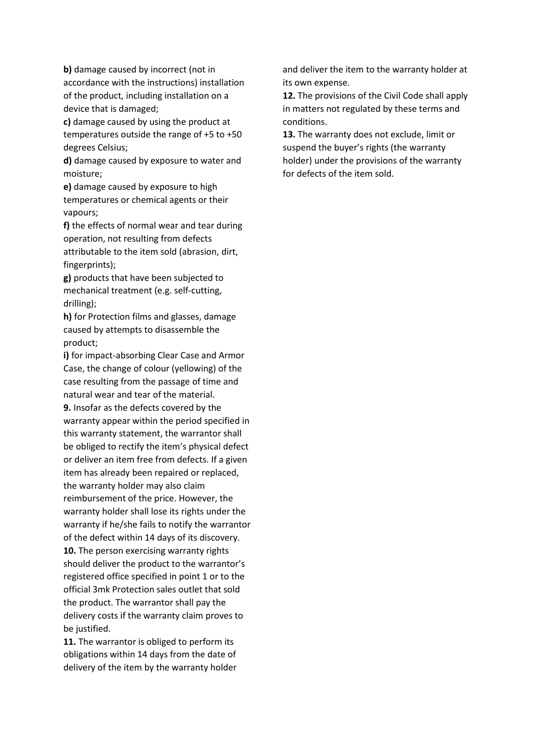**b)** damage caused by incorrect (not in accordance with the instructions) installation of the product, including installation on a device that is damaged;

**c)** damage caused by using the product at temperatures outside the range of +5 to +50 degrees Celsius;

**d)** damage caused by exposure to water and moisture;

**e)** damage caused by exposure to high temperatures or chemical agents or their vapours;

**f)** the effects of normal wear and tear during operation, not resulting from defects attributable to the item sold (abrasion, dirt, fingerprints);

**g)** products that have been subjected to mechanical treatment (e.g. self-cutting, drilling);

**h)** for Protection films and glasses, damage caused by attempts to disassemble the product;

**i)** for impact-absorbing Clear Case and Armor Case, the change of colour (yellowing) of the case resulting from the passage of time and natural wear and tear of the material.

**9.** Insofar as the defects covered by the warranty appear within the period specified in this warranty statement, the warrantor shall be obliged to rectify the item's physical defect or deliver an item free from defects. If a given item has already been repaired or replaced, the warranty holder may also claim reimbursement of the price. However, the warranty holder shall lose its rights under the warranty if he/she fails to notify the warrantor of the defect within 14 days of its discovery.

**10.** The person exercising warranty rights should deliver the product to the warrantor's registered office specified in point 1 or to the official 3mk Protection sales outlet that sold the product. The warrantor shall pay the delivery costs if the warranty claim proves to be justified.

**11.** The warrantor is obliged to perform its obligations within 14 days from the date of delivery of the item by the warranty holder and deliver the item to the warranty holder at its own expense.

**12.** The provisions of the Civil Code shall apply in matters not regulated by these terms and conditions.

**13.** The warranty does not exclude, limit or suspend the buyer's rights (the warranty holder) under the provisions of the warranty for defects of the item sold.